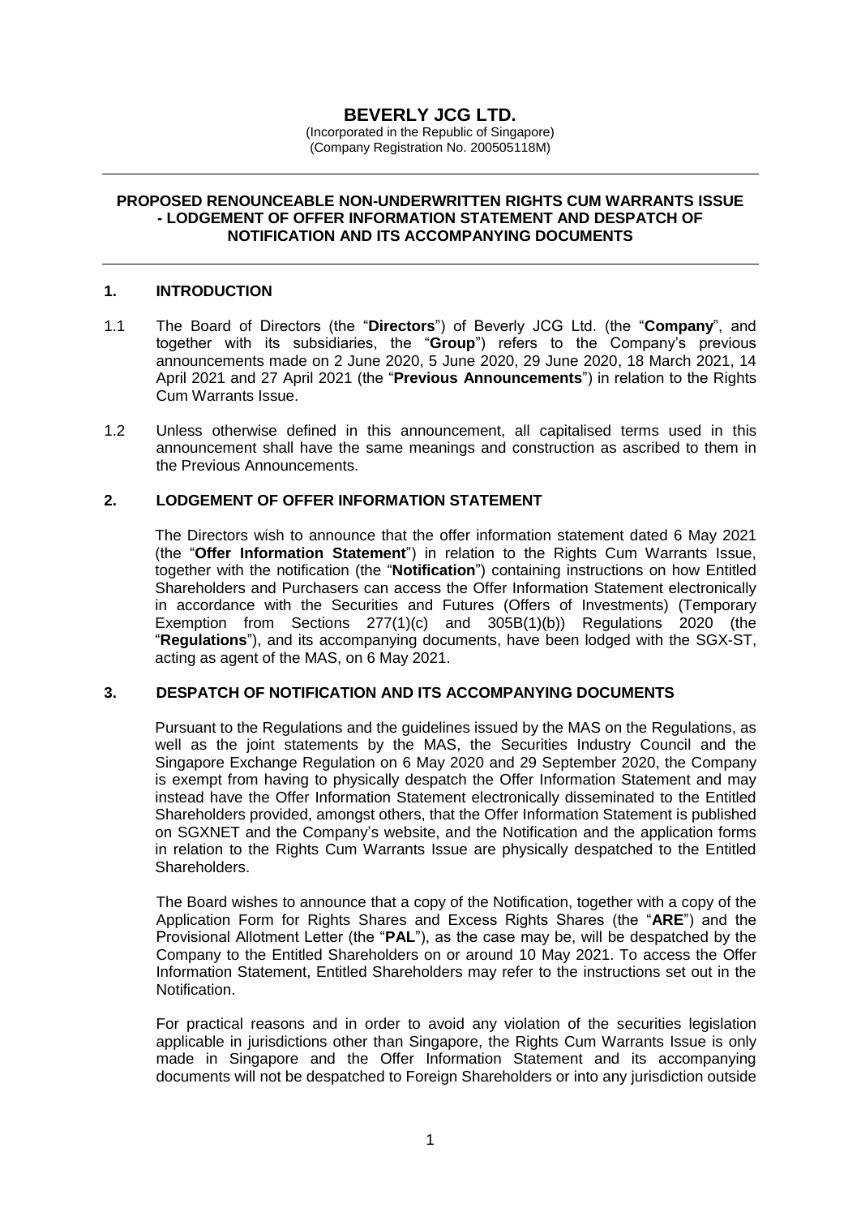# BEVERLY JCG LTD.

(Incorporated in the Republic of Singapore)
(Company Registration No. 200505118M)

---

**PROPOSED RENOUNCEABLE NON-UNDERWRITTEN RIGHTS CUM WARRANTS ISSUE - LODGEMENT OF OFFER INFORMATION STATEMENT AND DESPATCH OF NOTIFICATION AND ITS ACCOMPANYING DOCUMENTS**

---

## 1. INTRODUCTION

1.1 The Board of Directors (the "**Directors**") of Beverly JCG Ltd. (the "**Company**", and together with its subsidiaries, the "**Group**") refers to the Company's previous announcements made on 2 June 2020, 5 June 2020, 29 June 2020, 18 March 2021, 14 April 2021 and 27 April 2021 (the "**Previous Announcements**") in relation to the Rights Cum Warrants Issue.

1.2 Unless otherwise defined in this announcement, all capitalised terms used in this announcement shall have the same meanings and construction as ascribed to them in the Previous Announcements.

## 2. LODGEMENT OF OFFER INFORMATION STATEMENT

The Directors wish to announce that the offer information statement dated 6 May 2021 (the "**Offer Information Statement**") in relation to the Rights Cum Warrants Issue, together with the notification (the "**Notification**") containing instructions on how Entitled Shareholders and Purchasers can access the Offer Information Statement electronically in accordance with the Securities and Futures (Offers of Investments) (Temporary Exemption from Sections 277(1)(c) and 305B(1)(b)) Regulations 2020 (the "**Regulations**"), and its accompanying documents, have been lodged with the SGX-ST, acting as agent of the MAS, on 6 May 2021.

## 3. DESPATCH OF NOTIFICATION AND ITS ACCOMPANYING DOCUMENTS

Pursuant to the Regulations and the guidelines issued by the MAS on the Regulations, as well as the joint statements by the MAS, the Securities Industry Council and the Singapore Exchange Regulation on 6 May 2020 and 29 September 2020, the Company is exempt from having to physically despatch the Offer Information Statement and may instead have the Offer Information Statement electronically disseminated to the Entitled Shareholders provided, amongst others, that the Offer Information Statement is published on SGXNET and the Company's website, and the Notification and the application forms in relation to the Rights Cum Warrants Issue are physically despatched to the Entitled Shareholders.

The Board wishes to announce that a copy of the Notification, together with a copy of the Application Form for Rights Shares and Excess Rights Shares (the "**ARE**") and the Provisional Allotment Letter (the "**PAL**"), as the case may be, will be despatched by the Company to the Entitled Shareholders on or around 10 May 2021. To access the Offer Information Statement, Entitled Shareholders may refer to the instructions set out in the Notification.

For practical reasons and in order to avoid any violation of the securities legislation applicable in jurisdictions other than Singapore, the Rights Cum Warrants Issue is only made in Singapore and the Offer Information Statement and its accompanying documents will not be despatched to Foreign Shareholders or into any jurisdiction outside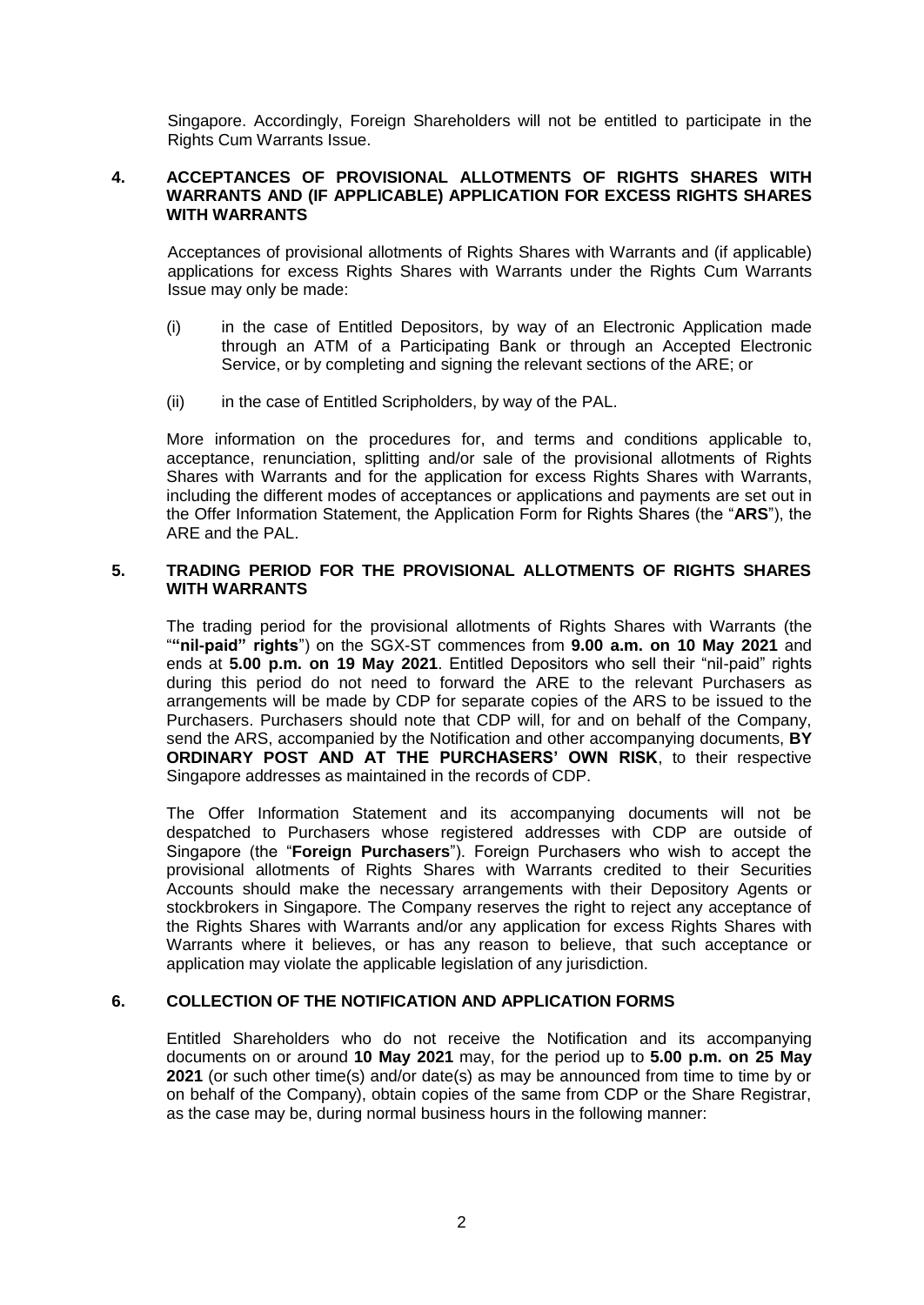Singapore. Accordingly, Foreign Shareholders will not be entitled to participate in the Rights Cum Warrants Issue.

## 4. ACCEPTANCES OF PROVISIONAL ALLOTMENTS OF RIGHTS SHARES WITH WARRANTS AND (IF APPLICABLE) APPLICATION FOR EXCESS RIGHTS SHARES WITH WARRANTS

Acceptances of provisional allotments of Rights Shares with Warrants and (if applicable) applications for excess Rights Shares with Warrants under the Rights Cum Warrants Issue may only be made:

(i) in the case of Entitled Depositors, by way of an Electronic Application made through an ATM of a Participating Bank or through an Accepted Electronic Service, or by completing and signing the relevant sections of the ARE; or

(ii) in the case of Entitled Scripholders, by way of the PAL.

More information on the procedures for, and terms and conditions applicable to, acceptance, renunciation, splitting and/or sale of the provisional allotments of Rights Shares with Warrants and for the application for excess Rights Shares with Warrants, including the different modes of acceptances or applications and payments are set out in the Offer Information Statement, the Application Form for Rights Shares (the "**ARS**"), the ARE and the PAL.

## 5. TRADING PERIOD FOR THE PROVISIONAL ALLOTMENTS OF RIGHTS SHARES WITH WARRANTS

The trading period for the provisional allotments of Rights Shares with Warrants (the "**"nil-paid" rights**") on the SGX-ST commences from **9.00 a.m. on 10 May 2021** and ends at **5.00 p.m. on 19 May 2021**. Entitled Depositors who sell their "nil-paid" rights during this period do not need to forward the ARE to the relevant Purchasers as arrangements will be made by CDP for separate copies of the ARS to be issued to the Purchasers. Purchasers should note that CDP will, for and on behalf of the Company, send the ARS, accompanied by the Notification and other accompanying documents, **BY ORDINARY POST AND AT THE PURCHASERS' OWN RISK**, to their respective Singapore addresses as maintained in the records of CDP.

The Offer Information Statement and its accompanying documents will not be despatched to Purchasers whose registered addresses with CDP are outside of Singapore (the "**Foreign Purchasers**"). Foreign Purchasers who wish to accept the provisional allotments of Rights Shares with Warrants credited to their Securities Accounts should make the necessary arrangements with their Depository Agents or stockbrokers in Singapore. The Company reserves the right to reject any acceptance of the Rights Shares with Warrants and/or any application for excess Rights Shares with Warrants where it believes, or has any reason to believe, that such acceptance or application may violate the applicable legislation of any jurisdiction.

## 6. COLLECTION OF THE NOTIFICATION AND APPLICATION FORMS

Entitled Shareholders who do not receive the Notification and its accompanying documents on or around **10 May 2021** may, for the period up to **5.00 p.m. on 25 May 2021** (or such other time(s) and/or date(s) as may be announced from time to time by or on behalf of the Company), obtain copies of the same from CDP or the Share Registrar, as the case may be, during normal business hours in the following manner: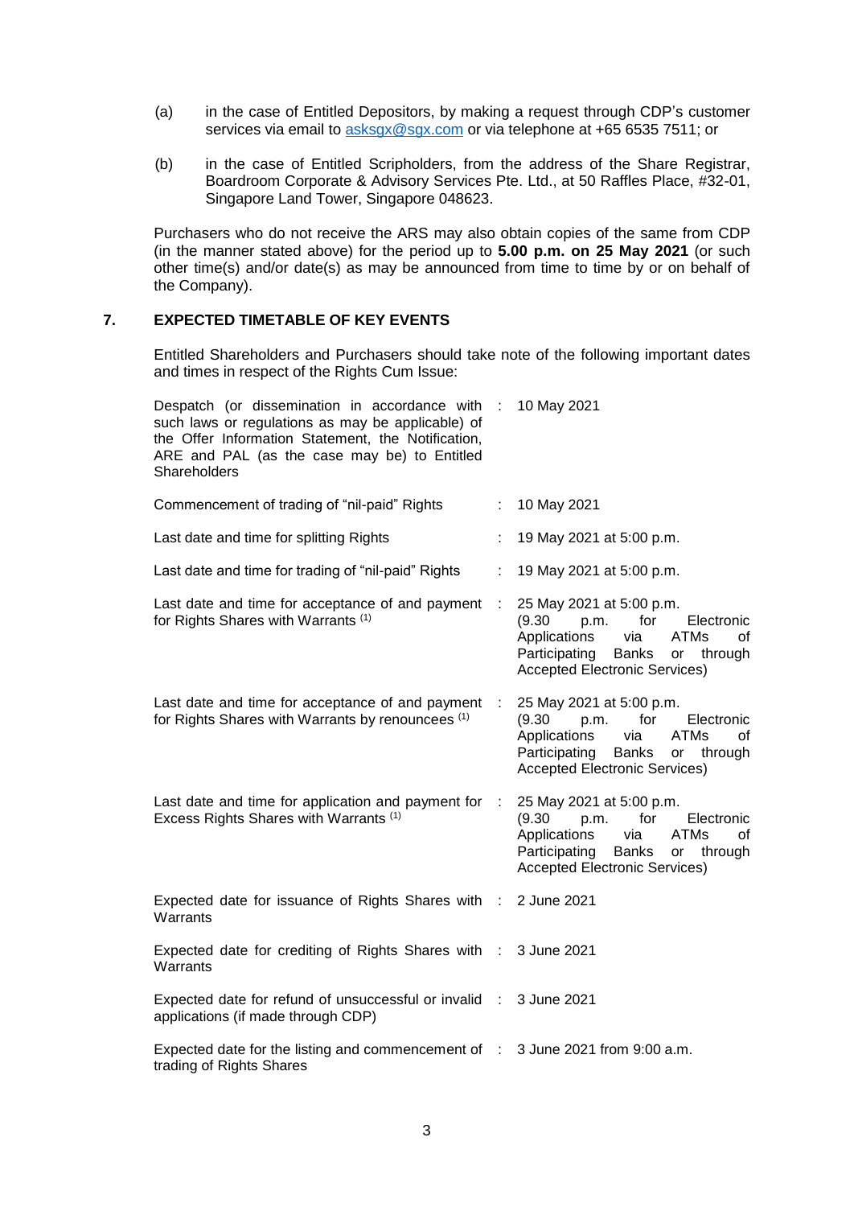(a) in the case of Entitled Depositors, by making a request through CDP's customer services via email to asksgx@sgx.com or via telephone at +65 6535 7511; or

(b) in the case of Entitled Scripholders, from the address of the Share Registrar, Boardroom Corporate & Advisory Services Pte. Ltd., at 50 Raffles Place, #32-01, Singapore Land Tower, Singapore 048623.

Purchasers who do not receive the ARS may also obtain copies of the same from CDP (in the manner stated above) for the period up to **5.00 p.m. on 25 May 2021** (or such other time(s) and/or date(s) as may be announced from time to time by or on behalf of the Company).

## 7. EXPECTED TIMETABLE OF KEY EVENTS

Entitled Shareholders and Purchasers should take note of the following important dates and times in respect of the Rights Cum Issue:

| Event | | Date and Time |
|---|---|---|
| Despatch (or dissemination in accordance with such laws or regulations as may be applicable) of the Offer Information Statement, the Notification, ARE and PAL (as the case may be) to Entitled Shareholders | : | 10 May 2021 |
| Commencement of trading of "nil-paid" Rights | : | 10 May 2021 |
| Last date and time for splitting Rights | : | 19 May 2021 at 5:00 p.m. |
| Last date and time for trading of "nil-paid" Rights | : | 19 May 2021 at 5:00 p.m. |
| Last date and time for acceptance of and payment for Rights Shares with Warrants [(1)] | : | 25 May 2021 at 5:00 p.m. (9.30 p.m. for Electronic Applications via ATMs of Participating Banks or through Accepted Electronic Services) |
| Last date and time for acceptance of and payment for Rights Shares with Warrants by renouncees [(1)] | : | 25 May 2021 at 5:00 p.m. (9.30 p.m. for Electronic Applications via ATMs of Participating Banks or through Accepted Electronic Services) |
| Last date and time for application and payment for Excess Rights Shares with Warrants [(1)] | : | 25 May 2021 at 5:00 p.m. (9.30 p.m. for Electronic Applications via ATMs of Participating Banks or through Accepted Electronic Services) |
| Expected date for issuance of Rights Shares with Warrants | : | 2 June 2021 |
| Expected date for crediting of Rights Shares with Warrants | : | 3 June 2021 |
| Expected date for refund of unsuccessful or invalid applications (if made through CDP) | : | 3 June 2021 |
| Expected date for the listing and commencement of trading of Rights Shares | : | 3 June 2021 from 9:00 a.m. |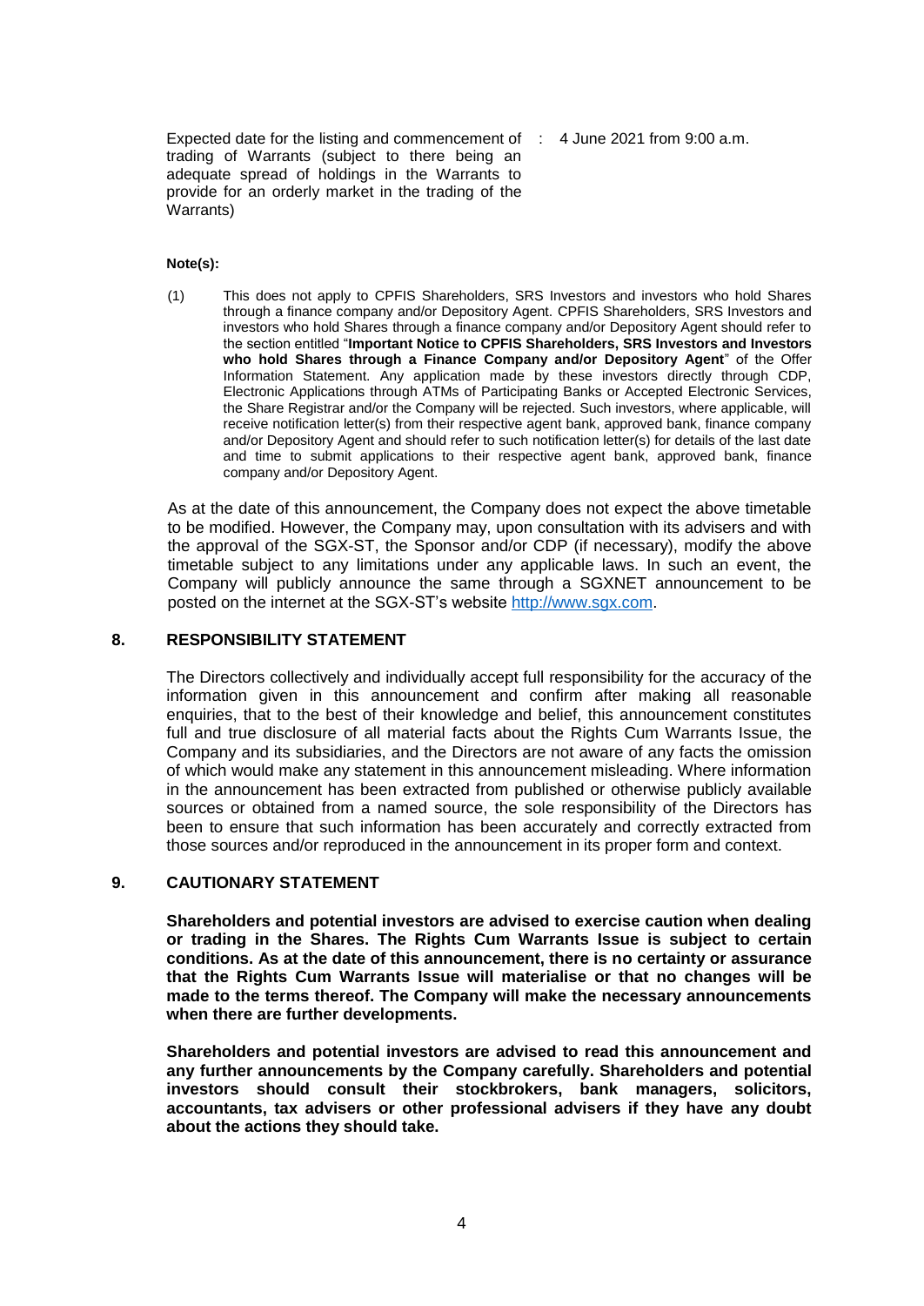| | | |
|---|---|---|
| Expected date for the listing and commencement of trading of Warrants (subject to there being an adequate spread of holdings in the Warrants to provide for an orderly market in the trading of the Warrants) | : | 4 June 2021 from 9:00 a.m. |

**Note(s):**

(1) This does not apply to CPFIS Shareholders, SRS Investors and investors who hold Shares through a finance company and/or Depository Agent. CPFIS Shareholders, SRS Investors and investors who hold Shares through a finance company and/or Depository Agent should refer to the section entitled "**Important Notice to CPFIS Shareholders, SRS Investors and Investors who hold Shares through a Finance Company and/or Depository Agent**" of the Offer Information Statement. Any application made by these investors directly through CDP, Electronic Applications through ATMs of Participating Banks or Accepted Electronic Services, the Share Registrar and/or the Company will be rejected. Such investors, where applicable, will receive notification letter(s) from their respective agent bank, approved bank, finance company and/or Depository Agent and should refer to such notification letter(s) for details of the last date and time to submit applications to their respective agent bank, approved bank, finance company and/or Depository Agent.

As at the date of this announcement, the Company does not expect the above timetable to be modified. However, the Company may, upon consultation with its advisers and with the approval of the SGX-ST, the Sponsor and/or CDP (if necessary), modify the above timetable subject to any limitations under any applicable laws. In such an event, the Company will publicly announce the same through a SGXNET announcement to be posted on the internet at the SGX-ST's website http://www.sgx.com.

## 8. RESPONSIBILITY STATEMENT

The Directors collectively and individually accept full responsibility for the accuracy of the information given in this announcement and confirm after making all reasonable enquiries, that to the best of their knowledge and belief, this announcement constitutes full and true disclosure of all material facts about the Rights Cum Warrants Issue, the Company and its subsidiaries, and the Directors are not aware of any facts the omission of which would make any statement in this announcement misleading. Where information in the announcement has been extracted from published or otherwise publicly available sources or obtained from a named source, the sole responsibility of the Directors has been to ensure that such information has been accurately and correctly extracted from those sources and/or reproduced in the announcement in its proper form and context.

## 9. CAUTIONARY STATEMENT

**Shareholders and potential investors are advised to exercise caution when dealing or trading in the Shares. The Rights Cum Warrants Issue is subject to certain conditions. As at the date of this announcement, there is no certainty or assurance that the Rights Cum Warrants Issue will materialise or that no changes will be made to the terms thereof. The Company will make the necessary announcements when there are further developments.**

**Shareholders and potential investors are advised to read this announcement and any further announcements by the Company carefully. Shareholders and potential investors should consult their stockbrokers, bank managers, solicitors, accountants, tax advisers or other professional advisers if they have any doubt about the actions they should take.**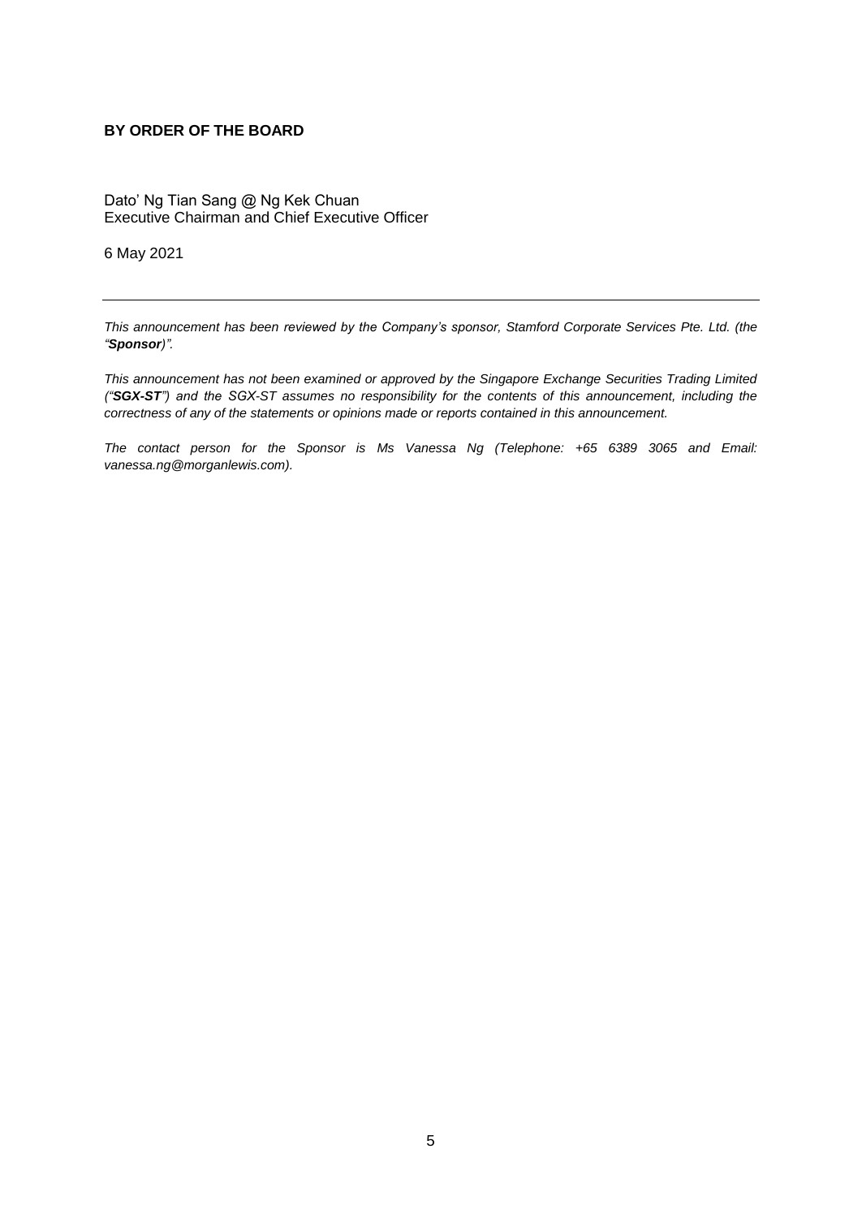**BY ORDER OF THE BOARD**

Dato' Ng Tian Sang @ Ng Kek Chuan
Executive Chairman and Chief Executive Officer

6 May 2021

---

*This announcement has been reviewed by the Company's sponsor, Stamford Corporate Services Pte. Ltd. (the "**Sponsor**)".*

*This announcement has not been examined or approved by the Singapore Exchange Securities Trading Limited ("**SGX-ST**") and the SGX-ST assumes no responsibility for the contents of this announcement, including the correctness of any of the statements or opinions made or reports contained in this announcement.*

*The contact person for the Sponsor is Ms Vanessa Ng (Telephone: +65 6389 3065 and Email: vanessa.ng@morganlewis.com).*